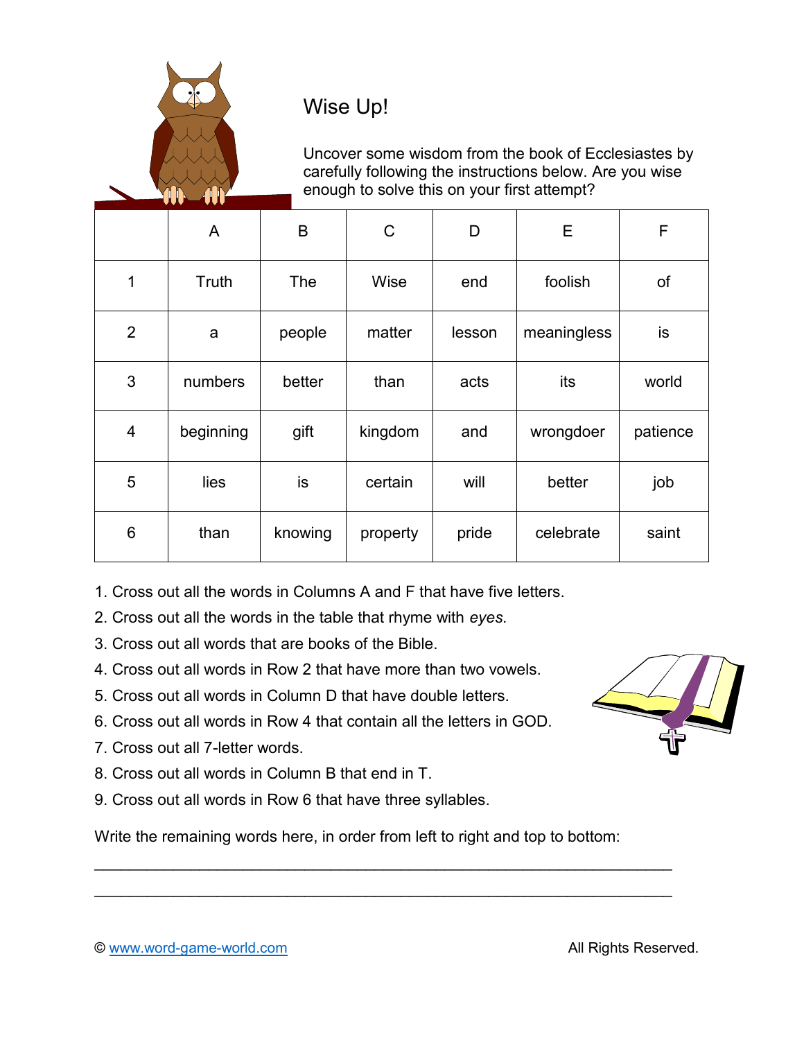# Wise Up!

Uncover some wisdom from the book of Ecclesiastes by carefully following the instructions below. Are you wise enough to solve this on your first attempt?

| | A | B | C | D | E | F |
|---|---|---|---|---|---|---|
| 1 | Truth | The | Wise | end | foolish | of |
| 2 | a | people | matter | lesson | meaningless | is |
| 3 | numbers | better | than | acts | its | world |
| 4 | beginning | gift | kingdom | and | wrongdoer | patience |
| 5 | lies | is | certain | will | better | job |
| 6 | than | knowing | property | pride | celebrate | saint |

1. Cross out all the words in Columns A and F that have five letters.
2. Cross out all the words in the table that rhyme with *eyes*.
3. Cross out all words that are books of the Bible.
4. Cross out all words in Row 2 that have more than two vowels.
5. Cross out all words in Column D that have double letters.
6. Cross out all words in Row 4 that contain all the letters in GOD.
7. Cross out all 7-letter words.
8. Cross out all words in Column B that end in T.
9. Cross out all words in Row 6 that have three syllables.

Write the remaining words here, in order from left to right and top to bottom:

______________________________________________________________________

______________________________________________________________________

© www.word-game-world.com All Rights Reserved.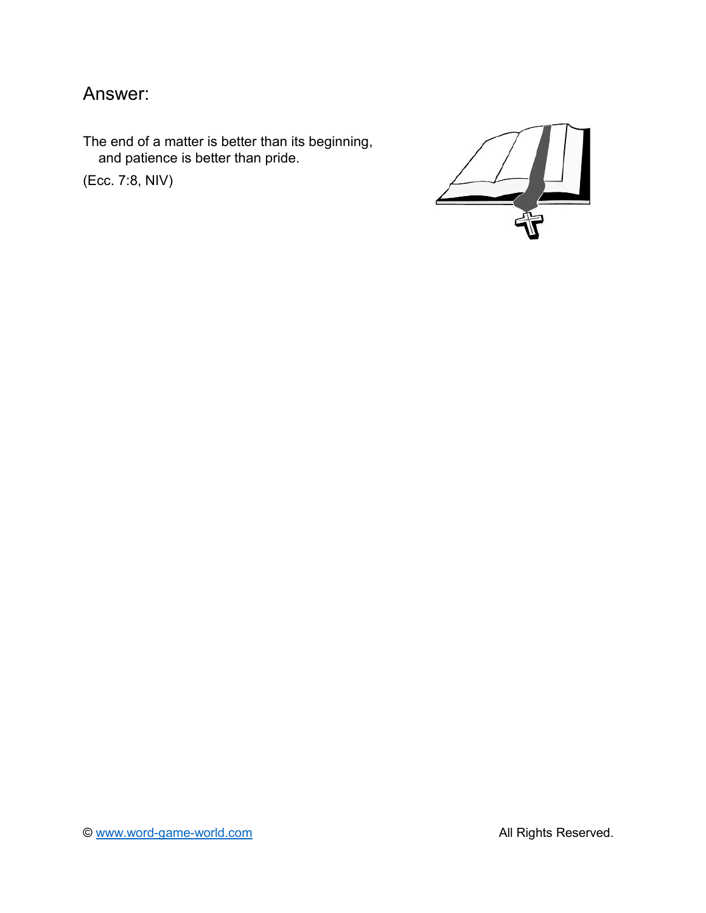## Answer:

The end of a matter is better than its beginning,
and patience is better than pride.

(Ecc. 7:8, NIV)

© www.word-game-world.com All Rights Reserved.